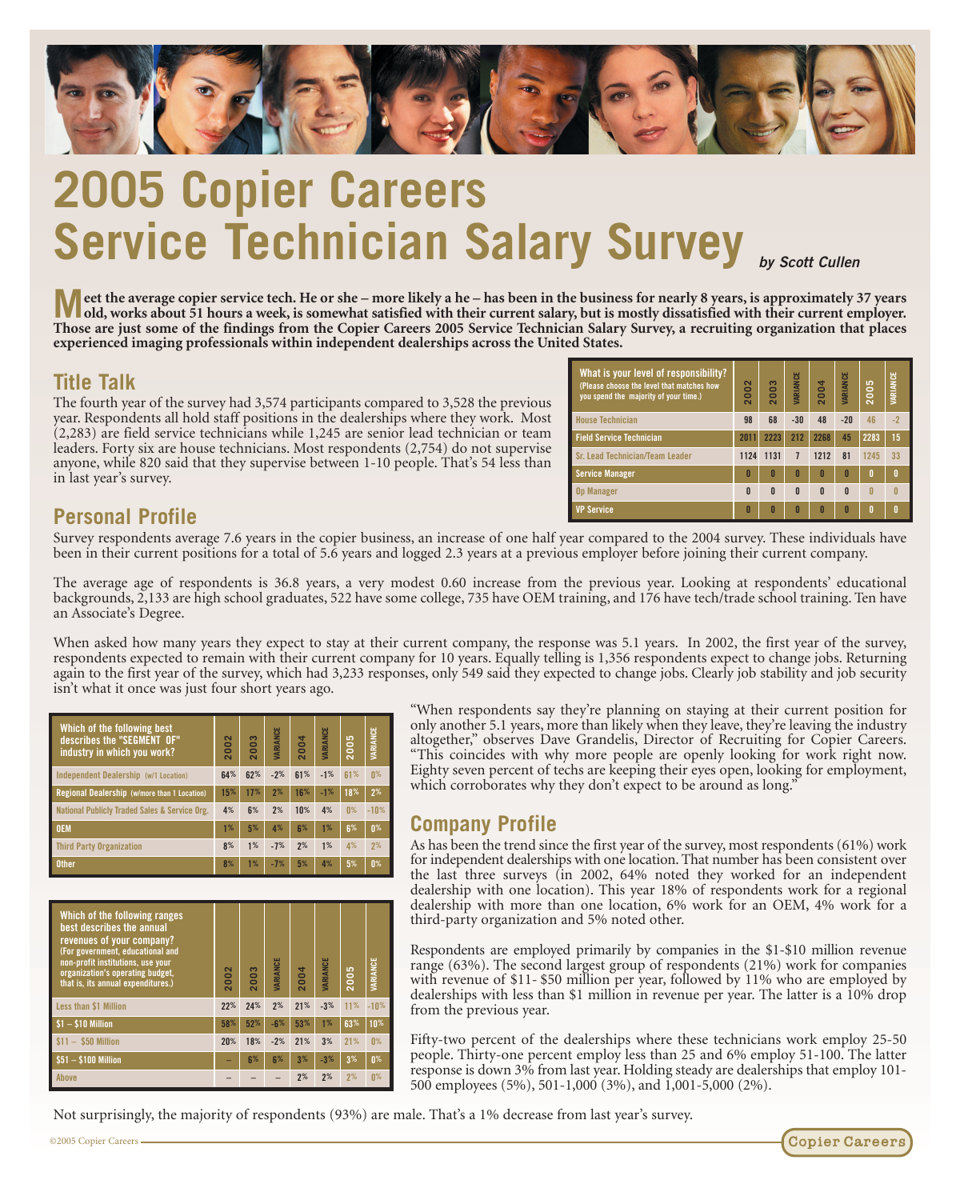# 2005 Copier Careers Service Technician Salary Survey

*by Scott Cullen*

**Meet the average copier service tech. He or she – more likely a he – has been in the business for nearly 8 years, is approximately 37 years old, works about 51 hours a week, is somewhat satisfied with their current salary, but is mostly dissatisfied with their current employer. Those are just some of the findings from the Copier Careers 2005 Service Technician Salary Survey, a recruiting organization that places experienced imaging professionals within independent dealerships across the United States.**

## Title Talk

The fourth year of the survey had 3,574 participants compared to 3,528 the previous year. Respondents all hold staff positions in the dealerships where they work. Most (2,283) are field service technicians while 1,245 are senior lead technician or team leaders. Forty six are house technicians. Most respondents (2,754) do not supervise anyone, while 820 said that they supervise between 1-10 people. That's 54 less than in last year's survey.

| What is your level of responsibility? (Please choose the level that matches how you spend the majority of your time.) | 2002 | 2003 | VARIANCE | 2004 | VARIANCE | 2005 | VARIANCE |
|---|---|---|---|---|---|---|---|
| House Technician | 98 | 68 | -30 | 48 | -20 | 46 | -2 |
| Field Service Technician | 2011 | 2223 | 212 | 2268 | 45 | 2283 | 15 |
| Sr. Lead Technician/Team Leader | 1124 | 1131 | 7 | 1212 | 81 | 1245 | 33 |
| Service Manager | 0 | 0 | 0 | 0 | 0 | 0 | 0 |
| Op Manager | 0 | 0 | 0 | 0 | 0 | 0 | 0 |
| VP Service | 0 | 0 | 0 | 0 | 0 | 0 | 0 |

## Personal Profile

Survey respondents average 7.6 years in the copier business, an increase of one half year compared to the 2004 survey. These individuals have been in their current positions for a total of 5.6 years and logged 2.3 years at a previous employer before joining their current company.

The average age of respondents is 36.8 years, a very modest 0.60 increase from the previous year. Looking at respondents' educational backgrounds, 2,133 are high school graduates, 522 have some college, 735 have OEM training, and 176 have tech/trade school training. Ten have an Associate's Degree.

When asked how many years they expect to stay at their current company, the response was 5.1 years. In 2002, the first year of the survey, respondents expected to remain with their current company for 10 years. Equally telling is 1,356 respondents expect to change jobs. Returning again to the first year of the survey, which had 3,233 responses, only 549 said they expected to change jobs. Clearly job stability and job security isn't what it once was just four short years ago.

"When respondents say they're planning on staying at their current position for only another 5.1 years, more than likely when they leave, they're leaving the industry altogether," observes Dave Grandelis, Director of Recruiting for Copier Careers. "This coincides with why more people are openly looking for work right now. Eighty seven percent of techs are keeping their eyes open, looking for employment, which corroborates why they don't expect to be around as long."

| Which of the following best describes the "SEGMENT OF" industry in which you work? | 2002 | 2003 | VARIANCE | 2004 | VARIANCE | 2005 | VARIANCE |
|---|---|---|---|---|---|---|---|
| Independent Dealership (w/1 Location) | 64% | 62% | -2% | 61% | -1% | 61% | 0% |
| Regional Dealership (w/more than 1 Location) | 15% | 17% | 2% | 16% | -1% | 18% | 2% |
| National Publicly Traded Sales & Service Org. | 4% | 6% | 2% | 10% | 4% | 0% | -10% |
| OEM | 1% | 5% | 4% | 6% | 1% | 6% | 0% |
| Third Party Organization | 8% | 1% | -7% | 2% | 1% | 4% | 2% |
| Other | 8% | 1% | -7% | 5% | 4% | 5% | 0% |

## Company Profile

As has been the trend since the first year of the survey, most respondents (61%) work for independent dealerships with one location. That number has been consistent over the last three surveys (in 2002, 64% noted they worked for an independent dealership with one location). This year 18% of respondents work for a regional dealership with more than one location, 6% work for an OEM, 4% work for a third-party organization and 5% noted other.

Respondents are employed primarily by companies in the $1-$10 million revenue range (63%). The second largest group of respondents (21%) work for companies with revenue of $11- $50 million per year, followed by 11% who are employed by dealerships with less than $1 million in revenue per year. The latter is a 10% drop from the previous year.

| Which of the following ranges best describes the annual revenues of your company? (For government, educational and non-profit institutions, use your organization's operating budget, that is, its annual expenditures.) | 2002 | 2003 | VARIANCE | 2004 | VARIANCE | 2005 | VARIANCE |
|---|---|---|---|---|---|---|---|
| Less than $1 Million | 22% | 24% | 2% | 21% | -3% | 11% | -10% |
| $1 – $10 Million | 58% | 52% | -6% | 53% | 1% | 63% | 10% |
| $11 – $50 Million | 20% | 18% | -2% | 21% | 3% | 21% | 0% |
| $51 – $100 Million | – | 6% | 6% | 3% | -3% | 3% | 0% |
| Above | – | – | – | 2% | 2% | 2% | 0% |

Fifty-two percent of the dealerships where these technicians work employ 25-50 people. Thirty-one percent employ less than 25 and 6% employ 51-100. The latter response is down 3% from last year. Holding steady are dealerships that employ 101-500 employees (5%), 501-1,000 (3%), and 1,001-5,000 (2%).

Not surprisingly, the majority of respondents (93%) are male. That's a 1% decrease from last year's survey.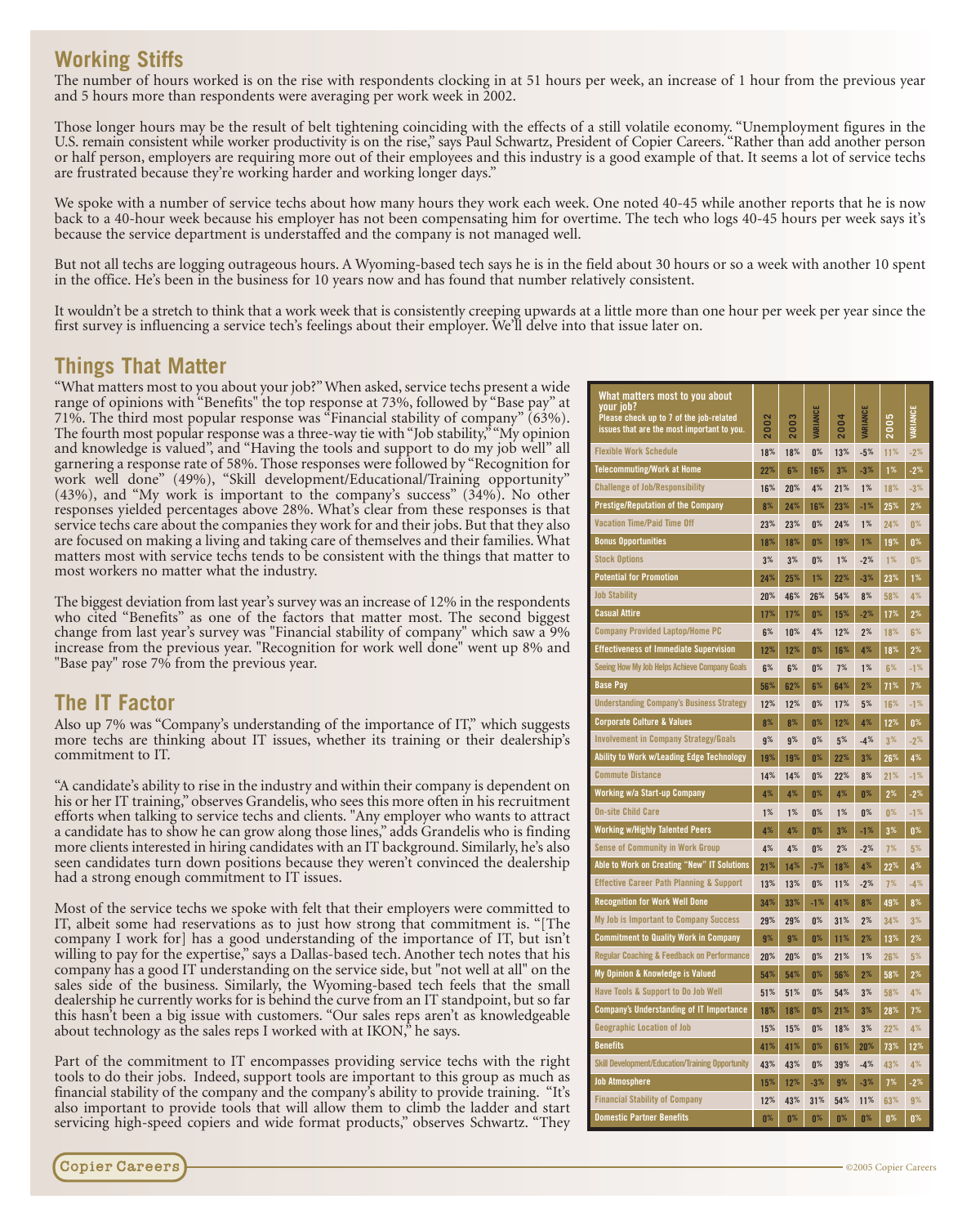## Working Stiffs

The number of hours worked is on the rise with respondents clocking in at 51 hours per week, an increase of 1 hour from the previous year and 5 hours more than respondents were averaging per work week in 2002.

Those longer hours may be the result of belt tightening coinciding with the effects of a still volatile economy. "Unemployment figures in the U.S. remain consistent while worker productivity is on the rise," says Paul Schwartz, President of Copier Careers. "Rather than add another person or half person, employers are requiring more out of their employees and this industry is a good example of that. It seems a lot of service techs are frustrated because they're working harder and working longer days."

We spoke with a number of service techs about how many hours they work each week. One noted 40-45 while another reports that he is now back to a 40-hour week because his employer has not been compensating him for overtime. The tech who logs 40-45 hours per week says it's because the service department is understaffed and the company is not managed well.

But not all techs are logging outrageous hours. A Wyoming-based tech says he is in the field about 30 hours or so a week with another 10 spent in the office. He's been in the business for 10 years now and has found that number relatively consistent.

It wouldn't be a stretch to think that a work week that is consistently creeping upwards at a little more than one hour per week per year since the first survey is influencing a service tech's feelings about their employer. We'll delve into that issue later on.

## Things That Matter

"What matters most to you about your job?" When asked, service techs present a wide range of opinions with "Benefits" the top response at 73%, followed by "Base pay" at 71%. The third most popular response was "Financial stability of company" (63%). The fourth most popular response was a three-way tie with "Job stability," "My opinion and knowledge is valued", and "Having the tools and support to do my job well" all garnering a response rate of 58%. Those responses were followed by "Recognition for work well done" (49%), "Skill development/Educational/Training opportunity" (43%), and "My work is important to the company's success" (34%). No other responses yielded percentages above 28%. What's clear from these responses is that service techs care about the companies they work for and their jobs. But that they also are focused on making a living and taking care of themselves and their families. What matters most with service techs tends to be consistent with the things that matter to most workers no matter what the industry.

The biggest deviation from last year's survey was an increase of 12% in the respondents who cited "Benefits" as one of the factors that matter most. The second biggest change from last year's survey was "Financial stability of company" which saw a 9% increase from the previous year. "Recognition for work well done" went up 8% and "Base pay" rose 7% from the previous year.

## The IT Factor

Also up 7% was "Company's understanding of the importance of IT," which suggests more techs are thinking about IT issues, whether its training or their dealership's commitment to IT.

"A candidate's ability to rise in the industry and within their company is dependent on his or her IT training," observes Grandelis, who sees this more often in his recruitment efforts when talking to service techs and clients. "Any employer who wants to attract a candidate has to show he can grow along those lines," adds Grandelis who is finding more clients interested in hiring candidates with an IT background. Similarly, he's also seen candidates turn down positions because they weren't convinced the dealership had a strong enough commitment to IT issues.

Most of the service techs we spoke with felt that their employers were committed to IT, albeit some had reservations as to just how strong that commitment is. "[The company I work for] has a good understanding of the importance of IT, but isn't willing to pay for the expertise," says a Dallas-based tech. Another tech notes that his company has a good IT understanding on the service side, but "not well at all" on the sales side of the business. Similarly, the Wyoming-based tech feels that the small dealership he currently works for is behind the curve from an IT standpoint, but so far this hasn't been a big issue with customers. "Our sales reps aren't as knowledgeable about technology as the sales reps I worked with at IKON," he says.

Part of the commitment to IT encompasses providing service techs with the right tools to do their jobs. Indeed, support tools are important to this group as much as financial stability of the company and the company's ability to provide training. "It's also important to provide tools that will allow them to climb the ladder and start servicing high-speed copiers and wide format products," observes Schwartz. "They

| What matters most to you about your job? Please check up to 7 of the job-related issues that are the most important to you. | 2002 | 2003 | VARIANCE | 2004 | VARIANCE | 2005 | VARIANCE |
|---|---|---|---|---|---|---|---|
| Flexible Work Schedule | 18% | 18% | 0% | 13% | -5% | 11% | -2% |
| Telecommuting/Work at Home | 22% | 6% | 16% | 3% | -3% | 1% | -2% |
| Challenge of Job/Responsibility | 16% | 20% | 4% | 21% | 1% | 18% | -3% |
| Prestige/Reputation of the Company | 8% | 24% | 16% | 23% | -1% | 25% | 2% |
| Vacation Time/Paid Time Off | 23% | 23% | 0% | 24% | 1% | 24% | 0% |
| Bonus Opportunities | 18% | 18% | 0% | 19% | 1% | 19% | 0% |
| Stock Options | 3% | 3% | 0% | 1% | -2% | 1% | 0% |
| Potential for Promotion | 24% | 25% | 1% | 22% | -3% | 23% | 1% |
| Job Stability | 20% | 46% | 26% | 54% | 8% | 58% | 4% |
| Casual Attire | 17% | 17% | 0% | 15% | -2% | 17% | 2% |
| Company Provided Laptop/Home PC | 6% | 10% | 4% | 12% | 2% | 18% | 6% |
| Effectiveness of Immediate Supervision | 12% | 12% | 0% | 16% | 4% | 18% | 2% |
| Seeing How My Job Helps Achieve Company Goals | 6% | 6% | 0% | 7% | 1% | 6% | -1% |
| Base Pay | 56% | 62% | 6% | 64% | 2% | 71% | 7% |
| Understanding Company's Business Strategy | 12% | 12% | 0% | 17% | 5% | 16% | -1% |
| Corporate Culture & Values | 8% | 8% | 0% | 12% | 4% | 12% | 0% |
| Involvement in Company Strategy/Goals | 9% | 9% | 0% | 5% | -4% | 3% | -2% |
| Ability to Work w/Leading Edge Technology | 19% | 19% | 0% | 22% | 3% | 26% | 4% |
| Commute Distance | 14% | 14% | 0% | 22% | 8% | 21% | -1% |
| Working w/a Start-up Company | 4% | 4% | 0% | 4% | 0% | 2% | -2% |
| On-site Child Care | 1% | 1% | 0% | 1% | 0% | 0% | -1% |
| Working w/Highly Talented Peers | 4% | 4% | 0% | 3% | -1% | 3% | 0% |
| Sense of Community in Work Group | 4% | 4% | 0% | 2% | -2% | 7% | 5% |
| Able to Work on Creating "New" IT Solutions | 21% | 14% | -7% | 18% | 4% | 22% | 4% |
| Effective Career Path Planning & Support | 13% | 13% | 0% | 11% | -2% | 7% | -4% |
| Recognition for Work Well Done | 34% | 33% | -1% | 41% | 8% | 49% | 8% |
| My Job is Important to Company Success | 29% | 29% | 0% | 31% | 2% | 34% | 3% |
| Commitment to Quality Work in Company | 9% | 9% | 0% | 11% | 2% | 13% | 2% |
| Regular Coaching & Feedback on Performance | 20% | 20% | 0% | 21% | 1% | 26% | 5% |
| My Opinion & Knowledge is Valued | 54% | 54% | 0% | 56% | 2% | 58% | 2% |
| Have Tools & Support to Do Job Well | 51% | 51% | 0% | 54% | 3% | 58% | 4% |
| Company's Understanding of IT Importance | 18% | 18% | 0% | 21% | 3% | 28% | 7% |
| Geographic Location of Job | 15% | 15% | 0% | 18% | 3% | 22% | 4% |
| Benefits | 41% | 41% | 0% | 61% | 20% | 73% | 12% |
| Skill Development/Education/Training Opportunity | 43% | 43% | 0% | 39% | -4% | 43% | 4% |
| Job Atmosphere | 15% | 12% | -3% | 9% | -3% | 7% | -2% |
| Financial Stability of Company | 12% | 43% | 31% | 54% | 11% | 63% | 9% |
| Domestic Partner Benefits | 0% | 0% | 0% | 0% | 0% | 0% | 0% |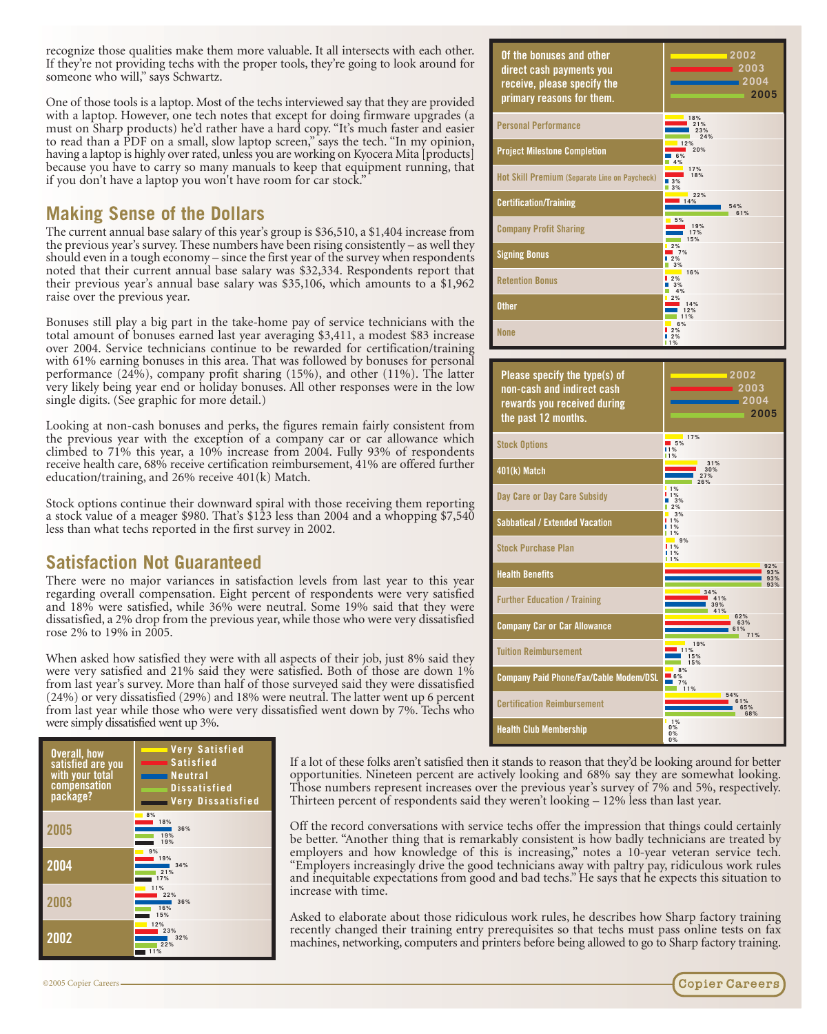recognize those qualities make them more valuable. It all intersects with each other. If they're not providing techs with the proper tools, they're going to look around for someone who will," says Schwartz.

One of those tools is a laptop. Most of the techs interviewed say that they are provided with a laptop. However, one tech notes that except for doing firmware upgrades (a must on Sharp products) he'd rather have a hard copy. "It's much faster and easier to read than a PDF on a small, slow laptop screen," says the tech. "In my opinion, having a laptop is highly over rated, unless you are working on Kyocera Mita [products] because you have to carry so many manuals to keep that equipment running, that if you don't have a laptop you won't have room for car stock."

## Making Sense of the Dollars

The current annual base salary of this year's group is $36,510, a $1,404 increase from the previous year's survey. These numbers have been rising consistently – as well they should even in a tough economy – since the first year of the survey when respondents noted that their current annual base salary was $32,334. Respondents report that their previous year's annual base salary was $35,106, which amounts to a $1,962 raise over the previous year.

Bonuses still play a big part in the take-home pay of service technicians with the total amount of bonuses earned last year averaging $3,411, a modest $83 increase over 2004. Service technicians continue to be rewarded for certification/training with 61% earning bonuses in this area. That was followed by bonuses for personal performance (24%), company profit sharing (15%), and other (11%). The latter very likely being year end or holiday bonuses. All other responses were in the low single digits. (See graphic for more detail.)

Looking at non-cash bonuses and perks, the figures remain fairly consistent from the previous year with the exception of a company car or car allowance which climbed to 71% this year, a 10% increase from 2004. Fully 93% of respondents receive health care, 68% receive certification reimbursement, 41% are offered further education/training, and 26% receive 401(k) Match.

Stock options continue their downward spiral with those receiving them reporting a stock value of a meager $980. That's $123 less than 2004 and a whopping $7,540 less than what techs reported in the first survey in 2002.

## Satisfaction Not Guaranteed

There were no major variances in satisfaction levels from last year to this year regarding overall compensation. Eight percent of respondents were very satisfied and 18% were satisfied, while 36% were neutral. Some 19% said that they were dissatisfied, a 2% drop from the previous year, while those who were very dissatisfied rose 2% to 19% in 2005.

When asked how satisfied they were with all aspects of their job, just 8% said they were very satisfied and 21% said they were satisfied. Both of those are down 1% from last year's survey. More than half of those surveyed said they were dissatisfied (24%) or very dissatisfied (29%) and 18% were neutral. The latter went up 6 percent from last year while those who were very dissatisfied went down by 7%. Techs who were simply dissatisfied went up 3%.

**Overall, how satisfied are you with your total compensation package?**

| Year | Very Satisfied | Satisfied | Neutral | Dissatisfied | Very Dissatisfied |
|---|---|---|---|---|---|
| 2005 | 8% | 18% | 36% | 19% | 19% |
| 2004 | 9% | 19% | 34% | 21% | 17% |
| 2003 | 11% | 22% | 36% | 16% | 15% |
| 2002 | 12% | 23% | 32% | 22% | 11% |

If a lot of these folks aren't satisfied then it stands to reason that they'd be looking around for better opportunities. Nineteen percent are actively looking and 68% say they are somewhat looking. Those numbers represent increases over the previous year's survey of 7% and 5%, respectively. Thirteen percent of respondents said they weren't looking – 12% less than last year.

Off the record conversations with service techs offer the impression that things could certainly be better. "Another thing that is remarkably consistent is how badly technicians are treated by employers and how knowledge of this is increasing," notes a 10-year veteran service tech. "Employers increasingly drive the good technicians away with paltry pay, ridiculous work rules and inequitable expectations from good and bad techs." He says that he expects this situation to increase with time.

Asked to elaborate about those ridiculous work rules, he describes how Sharp factory training recently changed their training entry prerequisites so that techs must pass online tests on fax machines, networking, computers and printers before being allowed to go to Sharp factory training.

**Of the bonuses and other direct cash payments you receive, please specify the primary reasons for them.**

| Reason | 2002 | 2003 | 2004 | 2005 |
|---|---|---|---|---|
| Personal Performance | 18% | 21% | 23% | 24% |
| Project Milestone Completion | 12% | 20% | 6% | 4% |
| Hot Skill Premium (Separate Line on Paycheck) | 17% | 18% | 3% | 3% |
| Certification/Training | 22% | 14% | 54% | 61% |
| Company Profit Sharing | 5% | 19% | 17% | 15% |
| Signing Bonus | 2% | 7% | 2% | 3% |
| Retention Bonus | 16% | 2% | 3% | 4% |
| Other | 2% | 14% | 12% | 11% |
| None | 6% | 2% | 2% | 1% |

**Please specify the type(s) of non-cash and indirect cash rewards you received during the past 12 months.**

| Reward | 2002 | 2003 | 2004 | 2005 |
|---|---|---|---|---|
| Stock Options | 17% | 5% | 1% | 1% |
| 401(k) Match | 31% | 30% | 27% | 26% |
| Day Care or Day Care Subsidy | 1% | 1% | 3% | 2% |
| Sabbatical / Extended Vacation | 3% | 1% | 1% | 1% |
| Stock Purchase Plan | 9% | 1% | 1% | 1% |
| Health Benefits | 92% | 93% | 93% | 93% |
| Further Education / Training | 34% | 41% | 39% | 41% |
| Company Car or Car Allowance | 62% | 63% | 61% | 71% |
| Tuition Reimbursement | 19% | 11% | 15% | 15% |
| Company Paid Phone/Fax/Cable Modem/DSL | 8% | 6% | 7% | 11% |
| Certification Reimbursement | 54% | 61% | 65% | 68% |
| Health Club Membership | 1% | 0% | 0% | 0% |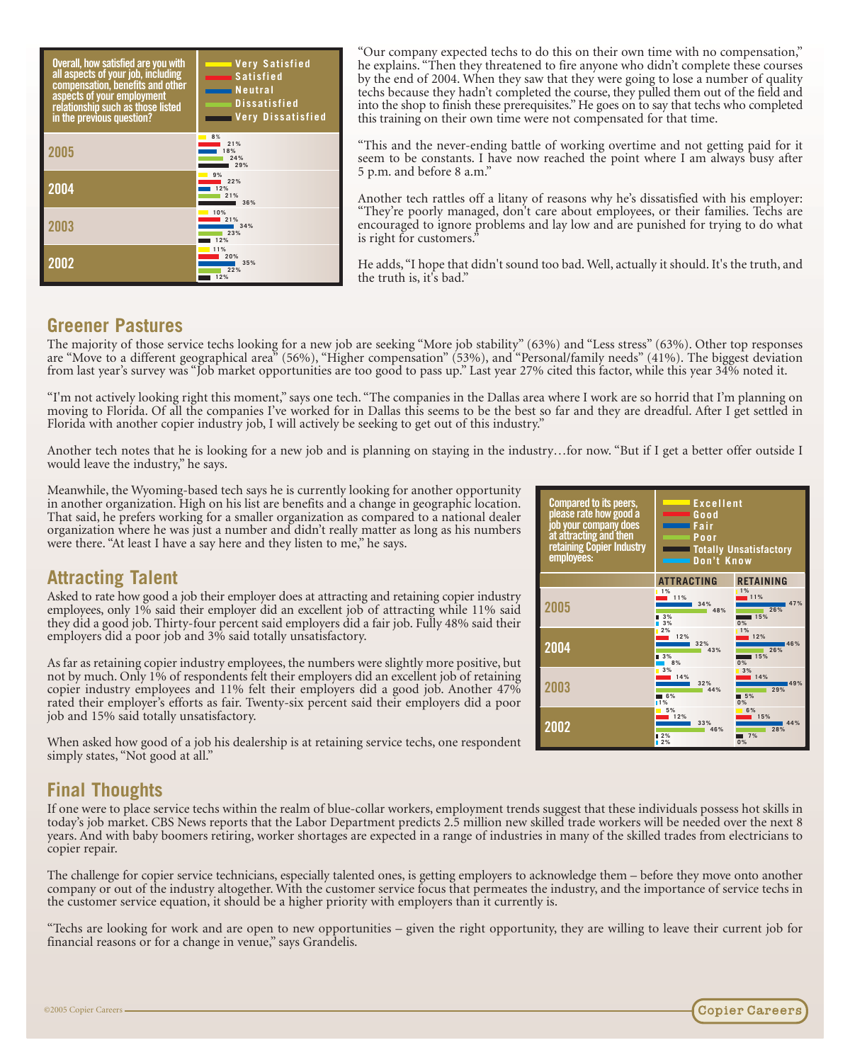Overall, how satisfied are you with all aspects of your job, including compensation, benefits and other aspects of your employment relationship such as those listed in the previous question?

Very Satisfied
Satisfied
Neutral
Dissatisfied
Very Dissatisfied

2005
8%
21%
18%
24%
29%

2004
9%
22%
12%
21%
36%

2003
10%
21%
34%
23%
12%

2002
11%
20%
35%
22%
12%

"Our company expected techs to do this on their own time with no compensation," he explains. "Then they threatened to fire anyone who didn't complete these courses by the end of 2004. When they saw that they were going to lose a number of quality techs because they hadn't completed the course, they pulled them out of the field and into the shop to finish these prerequisites." He goes on to say that techs who completed this training on their own time were not compensated for that time.

"This and the never-ending battle of working overtime and not getting paid for it seem to be constants. I have now reached the point where I am always busy after 5 p.m. and before 8 a.m."

Another tech rattles off a litany of reasons why he's dissatisfied with his employer: "They're poorly managed, don't care about employees, or their families. Techs are encouraged to ignore problems and lay low and are punished for trying to do what is right for customers."

He adds, "I hope that didn't sound too bad. Well, actually it should. It's the truth, and the truth is, it's bad."

## Greener Pastures

The majority of those service techs looking for a new job are seeking "More job stability" (63%) and "Less stress" (63%). Other top responses are "Move to a different geographical area" (56%), "Higher compensation" (53%), and "Personal/family needs" (41%). The biggest deviation from last year's survey was "Job market opportunities are too good to pass up." Last year 27% cited this factor, while this year 34% noted it.

"I'm not actively looking right this moment," says one tech. "The companies in the Dallas area where I work are so horrid that I'm planning on moving to Florida. Of all the companies I've worked for in Dallas this seems to be the best so far and they are dreadful. After I get settled in Florida with another copier industry job, I will actively be seeking to get out of this industry."

Another tech notes that he is looking for a new job and is planning on staying in the industry…for now. "But if I get a better offer outside I would leave the industry," he says.

Meanwhile, the Wyoming-based tech says he is currently looking for another opportunity in another organization. High on his list are benefits and a change in geographic location. That said, he prefers working for a smaller organization as compared to a national dealer organization where he was just a number and didn't really matter as long as his numbers were there. "At least I have a say here and they listen to me," he says.

## Attracting Talent

Asked to rate how good a job their employer does at attracting and retaining copier industry employees, only 1% said their employer did an excellent job of attracting while 11% said they did a good job. Thirty-four percent said employers did a fair job. Fully 48% said their employers did a poor job and 3% said totally unsatisfactory.

As far as retaining copier industry employees, the numbers were slightly more positive, but not by much. Only 1% of respondents felt their employers did an excellent job of retaining copier industry employees and 11% felt their employers did a good job. Another 47% rated their employer's efforts as fair. Twenty-six percent said their employers did a poor job and 15% said totally unsatisfactory.

When asked how good of a job his dealership is at retaining service techs, one respondent simply states, "Not good at all."

Compared to its peers, please rate how good a job your company does at attracting and then retaining Copier Industry employees:

Excellent
Good
Fair
Poor
Totally Unsatisfactory
Don't Know

ATTRACTING
RETAINING

2005
Attracting: 1% 11% 34% 48% 3% 3%
Retaining: 1% 11% 47% 26% 15% 0%

2004
Attracting: 2% 12% 32% 43% 3% 8%
Retaining: 1% 12% 46% 26% 15% 0%

2003
Attracting: 3% 14% 32% 44% 6% 1%
Retaining: 3% 14% 49% 29% 5% 0%

2002
Attracting: 5% 12% 33% 46% 2% 2%
Retaining: 6% 15% 44% 28% 7% 0%

## Final Thoughts

If one were to place service techs within the realm of blue-collar workers, employment trends suggest that these individuals possess hot skills in today's job market. CBS News reports that the Labor Department predicts 2.5 million new skilled trade workers will be needed over the next 8 years. And with baby boomers retiring, worker shortages are expected in a range of industries in many of the skilled trades from electricians to copier repair.

The challenge for copier service technicians, especially talented ones, is getting employers to acknowledge them – before they move onto another company or out of the industry altogether. With the customer service focus that permeates the industry, and the importance of service techs in the customer service equation, it should be a higher priority with employers than it currently is.

"Techs are looking for work and are open to new opportunities – given the right opportunity, they are willing to leave their current job for financial reasons or for a change in venue," says Grandelis.

©2005 Copier Careers